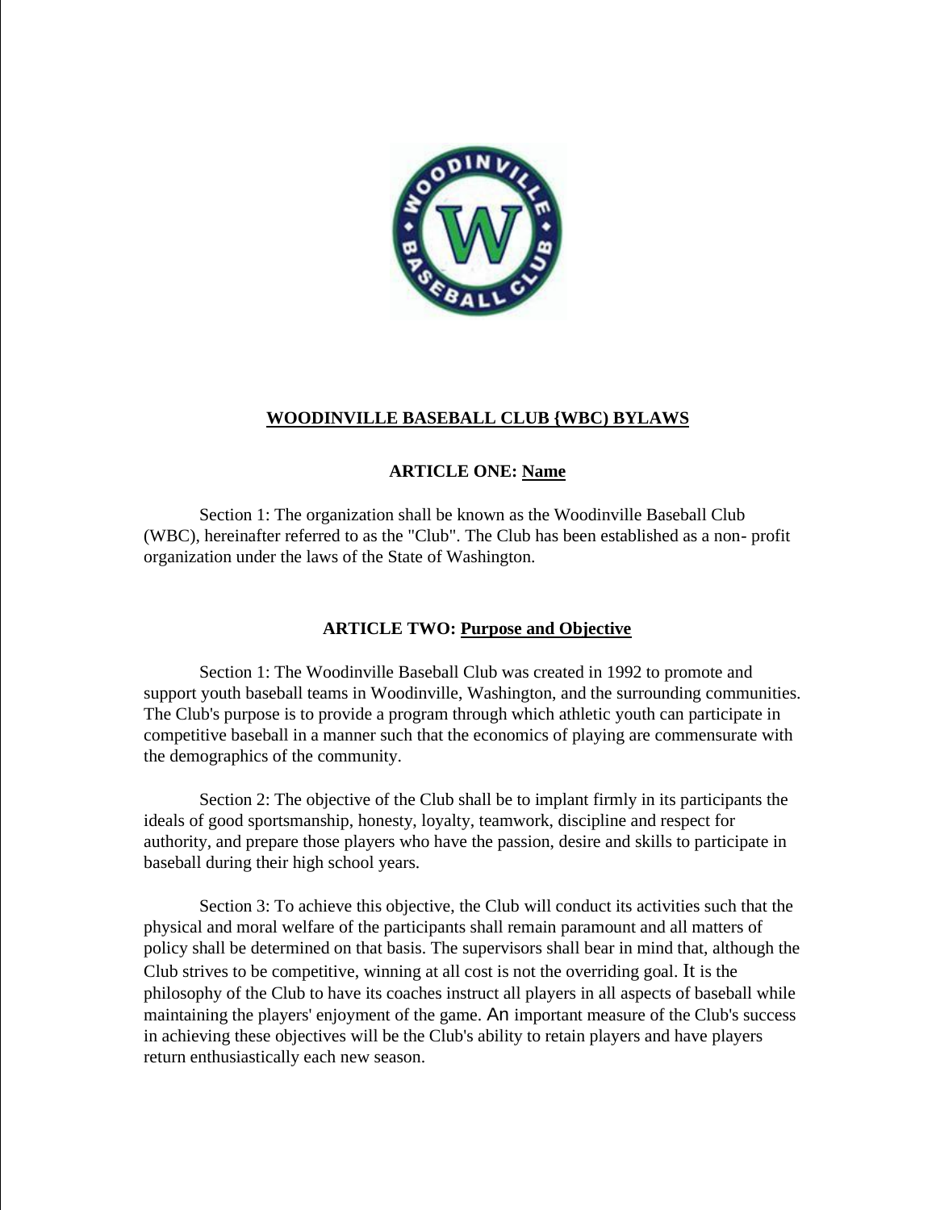# WOODINVILLE BASEBALL CLUB {WBC) BYLAWS

## ARTICLE ONE: Name

Section 1: The organization shall be known as the Woodinville Baseball Club (WBC), hereinafter referred to as the "Club". The Club has been established as a non- profit organization under the laws of the State of Washington.

## ARTICLE TWO: Purpose and Objective

Section 1: The Woodinville Baseball Club was created in 1992 to promote and support youth baseball teams in Woodinville, Washington, and the surrounding communities. The Club's purpose is to provide a program through which athletic youth can participate in competitive baseball in a manner such that the economics of playing are commensurate with the demographics of the community.

Section 2: The objective of the Club shall be to implant firmly in its participants the ideals of good sportsmanship, honesty, loyalty, teamwork, discipline and respect for authority, and prepare those players who have the passion, desire and skills to participate in baseball during their high school years.

Section 3: To achieve this objective, the Club will conduct its activities such that the physical and moral welfare of the participants shall remain paramount and all matters of policy shall be determined on that basis. The supervisors shall bear in mind that, although the Club strives to be competitive, winning at all cost is not the overriding goal. It is the philosophy of the Club to have its coaches instruct all players in all aspects of baseball while maintaining the players' enjoyment of the game. An important measure of the Club's success in achieving these objectives will be the Club's ability to retain players and have players return enthusiastically each new season.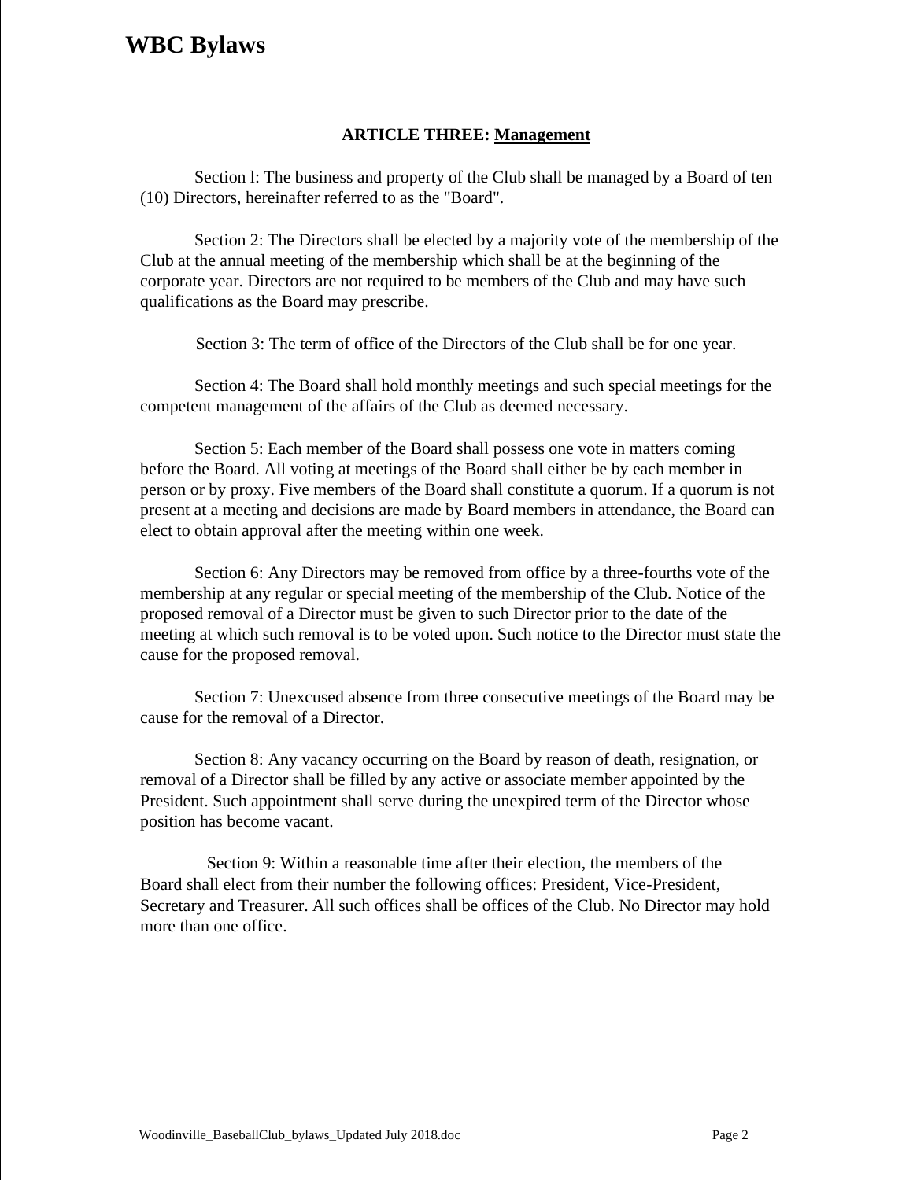## ARTICLE THREE: Management

Section l: The business and property of the Club shall be managed by a Board of ten (10) Directors, hereinafter referred to as the "Board".

Section 2: The Directors shall be elected by a majority vote of the membership of the Club at the annual meeting of the membership which shall be at the beginning of the corporate year. Directors are not required to be members of the Club and may have such qualifications as the Board may prescribe.

Section 3: The term of office of the Directors of the Club shall be for one year.

Section 4: The Board shall hold monthly meetings and such special meetings for the competent management of the affairs of the Club as deemed necessary.

Section 5: Each member of the Board shall possess one vote in matters coming before the Board. All voting at meetings of the Board shall either be by each member in person or by proxy. Five members of the Board shall constitute a quorum. If a quorum is not present at a meeting and decisions are made by Board members in attendance, the Board can elect to obtain approval after the meeting within one week.

Section 6: Any Directors may be removed from office by a three-fourths vote of the membership at any regular or special meeting of the membership of the Club. Notice of the proposed removal of a Director must be given to such Director prior to the date of the meeting at which such removal is to be voted upon. Such notice to the Director must state the cause for the proposed removal.

Section 7: Unexcused absence from three consecutive meetings of the Board may be cause for the removal of a Director.

Section 8: Any vacancy occurring on the Board by reason of death, resignation, or removal of a Director shall be filled by any active or associate member appointed by the President. Such appointment shall serve during the unexpired term of the Director whose position has become vacant.

Section 9: Within a reasonable time after their election, the members of the Board shall elect from their number the following offices: President, Vice-President, Secretary and Treasurer. All such offices shall be offices of the Club. No Director may hold more than one office.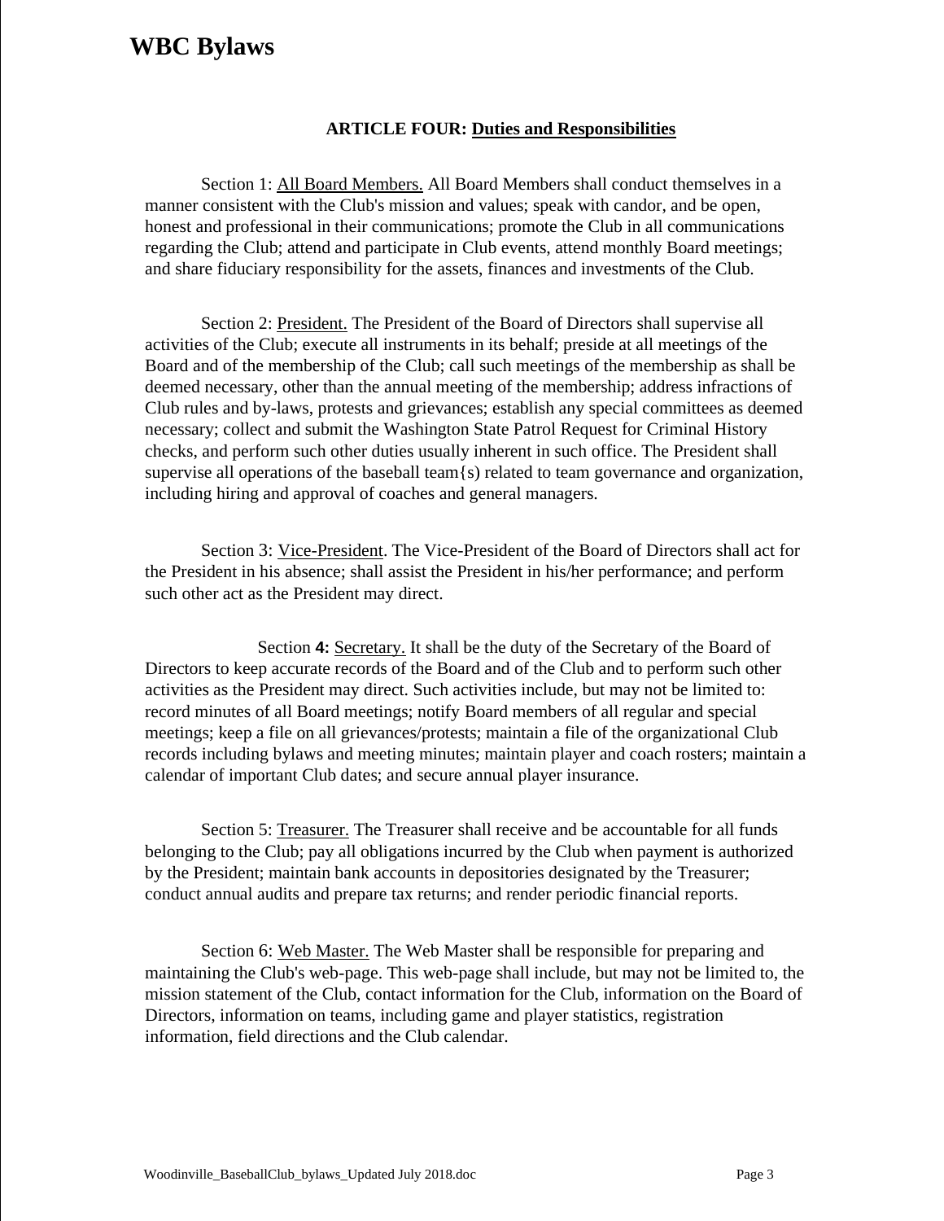### ARTICLE FOUR: Duties and Responsibilities

Section 1: All Board Members. All Board Members shall conduct themselves in a manner consistent with the Club's mission and values; speak with candor, and be open, honest and professional in their communications; promote the Club in all communications regarding the Club; attend and participate in Club events, attend monthly Board meetings; and share fiduciary responsibility for the assets, finances and investments of the Club.

Section 2: President. The President of the Board of Directors shall supervise all activities of the Club; execute all instruments in its behalf; preside at all meetings of the Board and of the membership of the Club; call such meetings of the membership as shall be deemed necessary, other than the annual meeting of the membership; address infractions of Club rules and by-laws, protests and grievances; establish any special committees as deemed necessary; collect and submit the Washington State Patrol Request for Criminal History checks, and perform such other duties usually inherent in such office. The President shall supervise all operations of the baseball team{s) related to team governance and organization, including hiring and approval of coaches and general managers.

Section 3: Vice-President. The Vice-President of the Board of Directors shall act for the President in his absence; shall assist the President in his/her performance; and perform such other act as the President may direct.

Section **4:** Secretary. It shall be the duty of the Secretary of the Board of Directors to keep accurate records of the Board and of the Club and to perform such other activities as the President may direct. Such activities include, but may not be limited to: record minutes of all Board meetings; notify Board members of all regular and special meetings; keep a file on all grievances/protests; maintain a file of the organizational Club records including bylaws and meeting minutes; maintain player and coach rosters; maintain a calendar of important Club dates; and secure annual player insurance.

Section 5: Treasurer. The Treasurer shall receive and be accountable for all funds belonging to the Club; pay all obligations incurred by the Club when payment is authorized by the President; maintain bank accounts in depositories designated by the Treasurer; conduct annual audits and prepare tax returns; and render periodic financial reports.

Section 6: Web Master. The Web Master shall be responsible for preparing and maintaining the Club's web-page. This web-page shall include, but may not be limited to, the mission statement of the Club, contact information for the Club, information on the Board of Directors, information on teams, including game and player statistics, registration information, field directions and the Club calendar.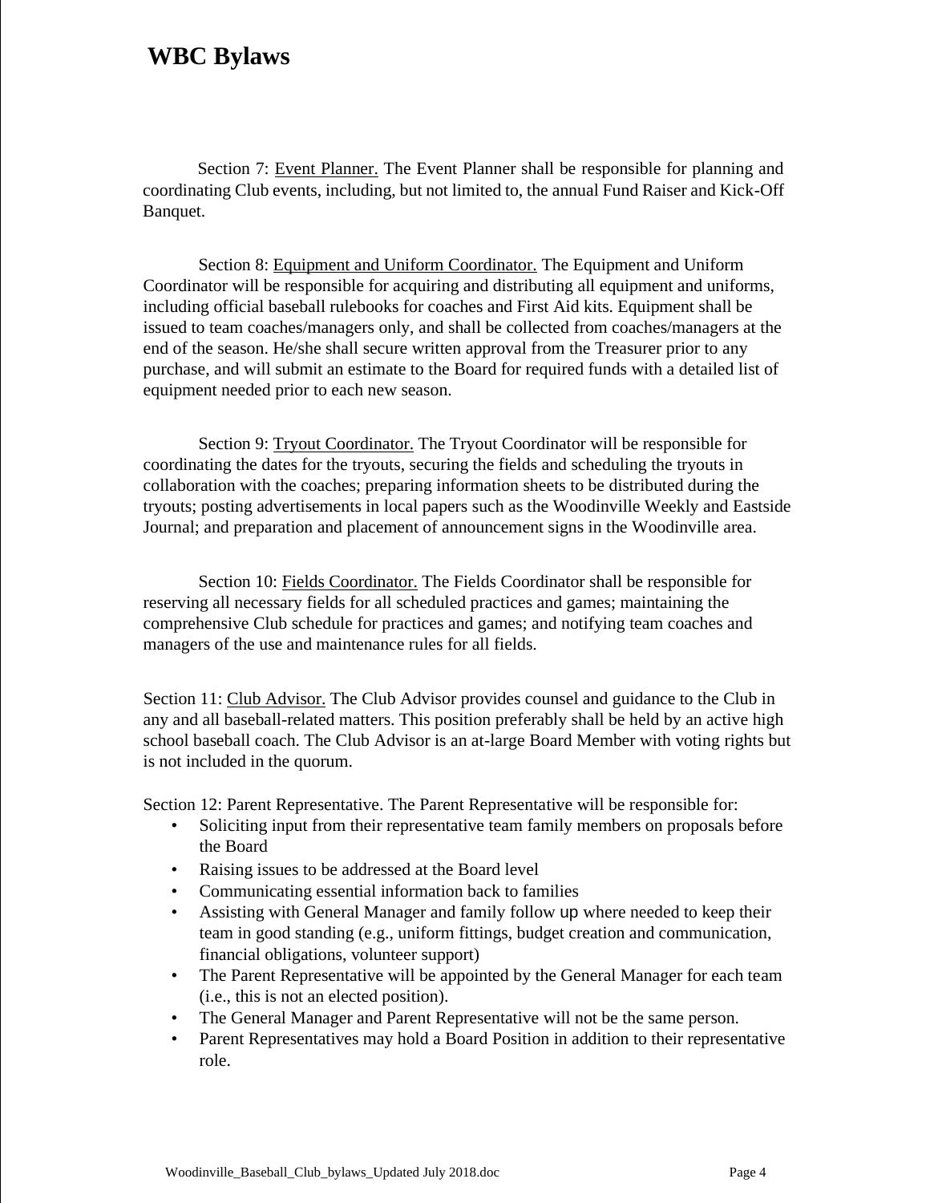Section 7: <u>Event Planner.</u> The Event Planner shall be responsible for planning and coordinating Club events, including, but not limited to, the annual Fund Raiser and Kick-Off Banquet.

Section 8: <u>Equipment and Uniform Coordinator.</u> The Equipment and Uniform Coordinator will be responsible for acquiring and distributing all equipment and uniforms, including official baseball rulebooks for coaches and First Aid kits. Equipment shall be issued to team coaches/managers only, and shall be collected from coaches/managers at the end of the season. He/she shall secure written approval from the Treasurer prior to any purchase, and will submit an estimate to the Board for required funds with a detailed list of equipment needed prior to each new season.

Section 9: <u>Tryout Coordinator.</u> The Tryout Coordinator will be responsible for coordinating the dates for the tryouts, securing the fields and scheduling the tryouts in collaboration with the coaches; preparing information sheets to be distributed during the tryouts; posting advertisements in local papers such as the Woodinville Weekly and Eastside Journal; and preparation and placement of announcement signs in the Woodinville area.

Section 10: <u>Fields Coordinator.</u> The Fields Coordinator shall be responsible for reserving all necessary fields for all scheduled practices and games; maintaining the comprehensive Club schedule for practices and games; and notifying team coaches and managers of the use and maintenance rules for all fields.

Section 11: <u>Club Advisor.</u> The Club Advisor provides counsel and guidance to the Club in any and all baseball-related matters. This position preferably shall be held by an active high school baseball coach. The Club Advisor is an at-large Board Member with voting rights but is not included in the quorum.

Section 12: Parent Representative. The Parent Representative will be responsible for:

- Soliciting input from their representative team family members on proposals before the Board
- Raising issues to be addressed at the Board level
- Communicating essential information back to families
- Assisting with General Manager and family follow up where needed to keep their team in good standing (e.g., uniform fittings, budget creation and communication, financial obligations, volunteer support)
- The Parent Representative will be appointed by the General Manager for each team (i.e., this is not an elected position).
- The General Manager and Parent Representative will not be the same person.
- Parent Representatives may hold a Board Position in addition to their representative role.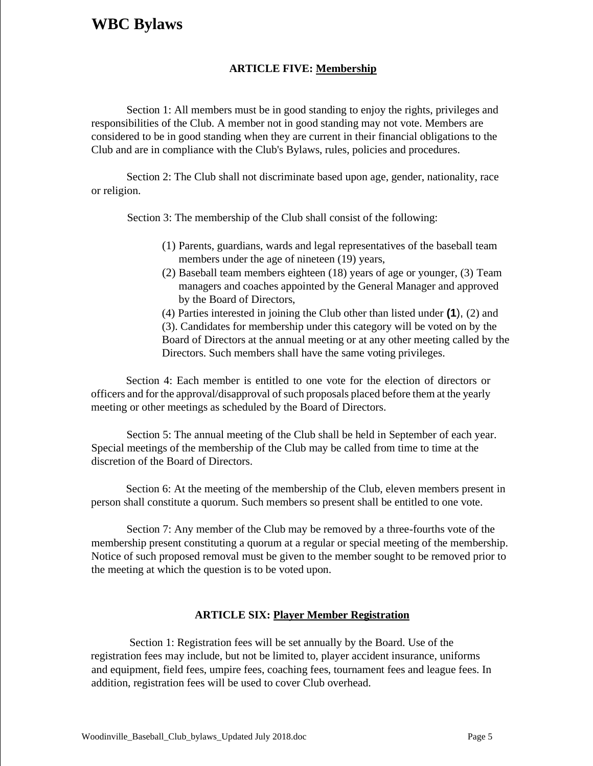## ARTICLE FIVE: Membership

Section 1: All members must be in good standing to enjoy the rights, privileges and responsibilities of the Club. A member not in good standing may not vote. Members are considered to be in good standing when they are current in their financial obligations to the Club and are in compliance with the Club's Bylaws, rules, policies and procedures.

Section 2: The Club shall not discriminate based upon age, gender, nationality, race or religion.

Section 3: The membership of the Club shall consist of the following:

(1) Parents, guardians, wards and legal representatives of the baseball team members under the age of nineteen (19) years,
(2) Baseball team members eighteen (18) years of age or younger, (3) Team managers and coaches appointed by the General Manager and approved by the Board of Directors,
(4) Parties interested in joining the Club other than listed under (1), (2) and (3). Candidates for membership under this category will be voted on by the Board of Directors at the annual meeting or at any other meeting called by the Directors. Such members shall have the same voting privileges.

Section 4: Each member is entitled to one vote for the election of directors or officers and for the approval/disapproval of such proposals placed before them at the yearly meeting or other meetings as scheduled by the Board of Directors.

Section 5: The annual meeting of the Club shall be held in September of each year. Special meetings of the membership of the Club may be called from time to time at the discretion of the Board of Directors.

Section 6: At the meeting of the membership of the Club, eleven members present in person shall constitute a quorum. Such members so present shall be entitled to one vote.

Section 7: Any member of the Club may be removed by a three-fourths vote of the membership present constituting a quorum at a regular or special meeting of the membership. Notice of such proposed removal must be given to the member sought to be removed prior to the meeting at which the question is to be voted upon.

## ARTICLE SIX: Player Member Registration

Section 1: Registration fees will be set annually by the Board. Use of the registration fees may include, but not be limited to, player accident insurance, uniforms and equipment, field fees, umpire fees, coaching fees, tournament fees and league fees. In addition, registration fees will be used to cover Club overhead.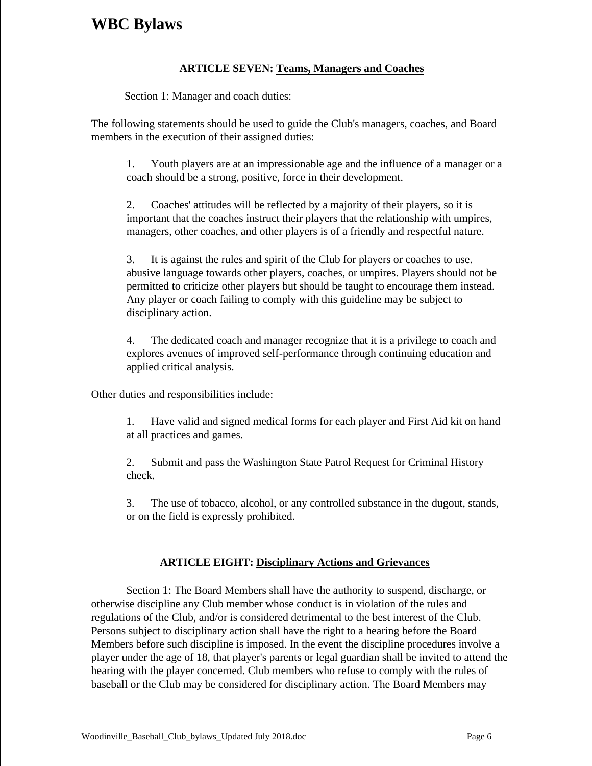## ARTICLE SEVEN: <u>Teams, Managers and Coaches</u>

Section 1: Manager and coach duties:

The following statements should be used to guide the Club's managers, coaches, and Board members in the execution of their assigned duties:

1. Youth players are at an impressionable age and the influence of a manager or a coach should be a strong, positive, force in their development.

2. Coaches' attitudes will be reflected by a majority of their players, so it is important that the coaches instruct their players that the relationship with umpires, managers, other coaches, and other players is of a friendly and respectful nature.

3. It is against the rules and spirit of the Club for players or coaches to use. abusive language towards other players, coaches, or umpires. Players should not be permitted to criticize other players but should be taught to encourage them instead. Any player or coach failing to comply with this guideline may be subject to disciplinary action.

4. The dedicated coach and manager recognize that it is a privilege to coach and explores avenues of improved self-performance through continuing education and applied critical analysis.

Other duties and responsibilities include:

1. Have valid and signed medical forms for each player and First Aid kit on hand at all practices and games.

2. Submit and pass the Washington State Patrol Request for Criminal History check.

3. The use of tobacco, alcohol, or any controlled substance in the dugout, stands, or on the field is expressly prohibited.

## ARTICLE EIGHT: <u>Disciplinary Actions and Grievances</u>

Section 1: The Board Members shall have the authority to suspend, discharge, or otherwise discipline any Club member whose conduct is in violation of the rules and regulations of the Club, and/or is considered detrimental to the best interest of the Club. Persons subject to disciplinary action shall have the right to a hearing before the Board Members before such discipline is imposed. In the event the discipline procedures involve a player under the age of 18, that player's parents or legal guardian shall be invited to attend the hearing with the player concerned. Club members who refuse to comply with the rules of baseball or the Club may be considered for disciplinary action. The Board Members may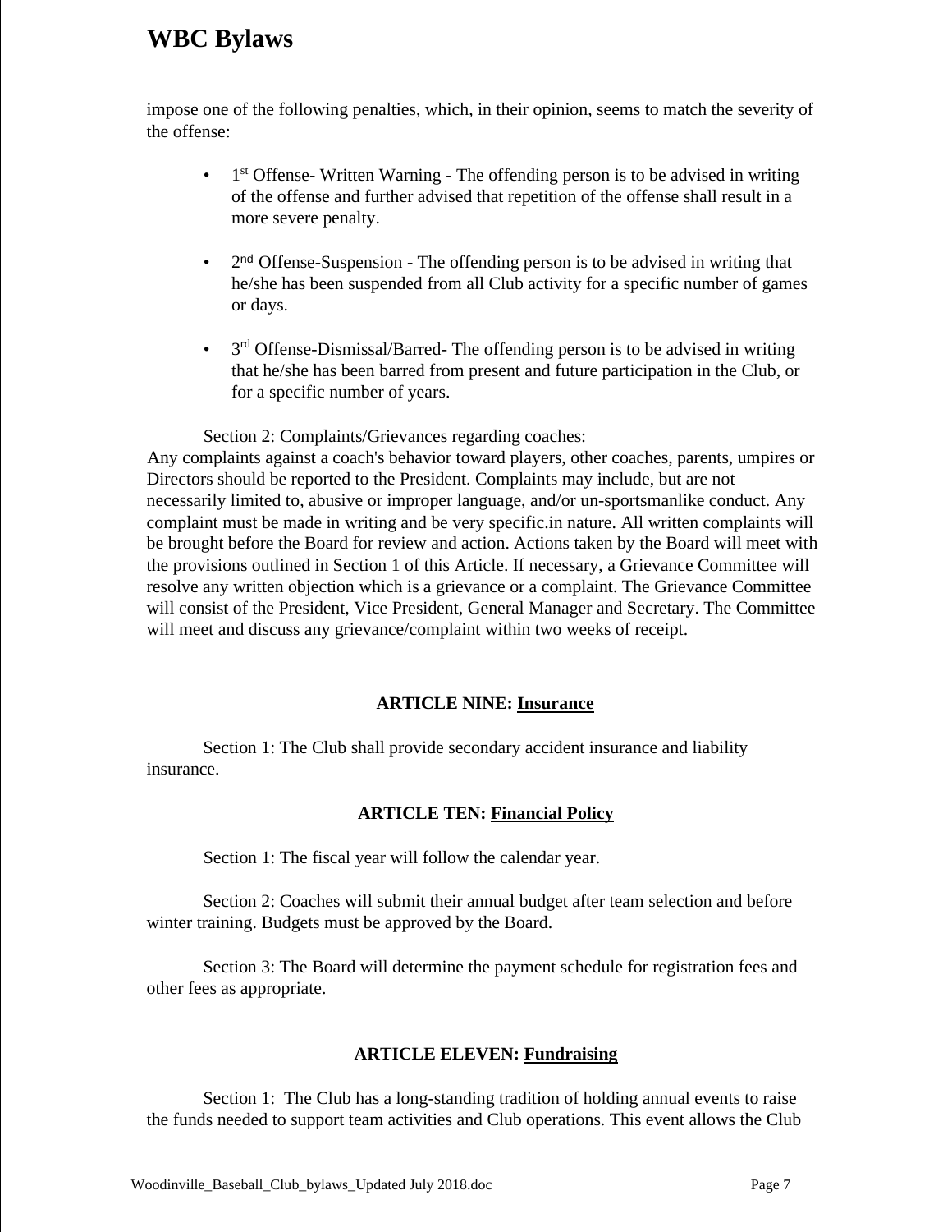impose one of the following penalties, which, in their opinion, seems to match the severity of the offense:

- 1st Offense- Written Warning - The offending person is to be advised in writing of the offense and further advised that repetition of the offense shall result in a more severe penalty.

- 2nd Offense-Suspension - The offending person is to be advised in writing that he/she has been suspended from all Club activity for a specific number of games or days.

- 3rd Offense-Dismissal/Barred- The offending person is to be advised in writing that he/she has been barred from present and future participation in the Club, or for a specific number of years.

Section 2: Complaints/Grievances regarding coaches:
Any complaints against a coach's behavior toward players, other coaches, parents, umpires or Directors should be reported to the President. Complaints may include, but are not necessarily limited to, abusive or improper language, and/or un-sportsmanlike conduct. Any complaint must be made in writing and be very specific.in nature. All written complaints will be brought before the Board for review and action. Actions taken by the Board will meet with the provisions outlined in Section 1 of this Article. If necessary, a Grievance Committee will resolve any written objection which is a grievance or a complaint. The Grievance Committee will consist of the President, Vice President, General Manager and Secretary. The Committee will meet and discuss any grievance/complaint within two weeks of receipt.

## ARTICLE NINE: Insurance

Section 1: The Club shall provide secondary accident insurance and liability insurance.

## ARTICLE TEN: Financial Policy

Section 1: The fiscal year will follow the calendar year.

Section 2: Coaches will submit their annual budget after team selection and before winter training. Budgets must be approved by the Board.

Section 3: The Board will determine the payment schedule for registration fees and other fees as appropriate.

## ARTICLE ELEVEN: Fundraising

Section 1: The Club has a long-standing tradition of holding annual events to raise the funds needed to support team activities and Club operations. This event allows the Club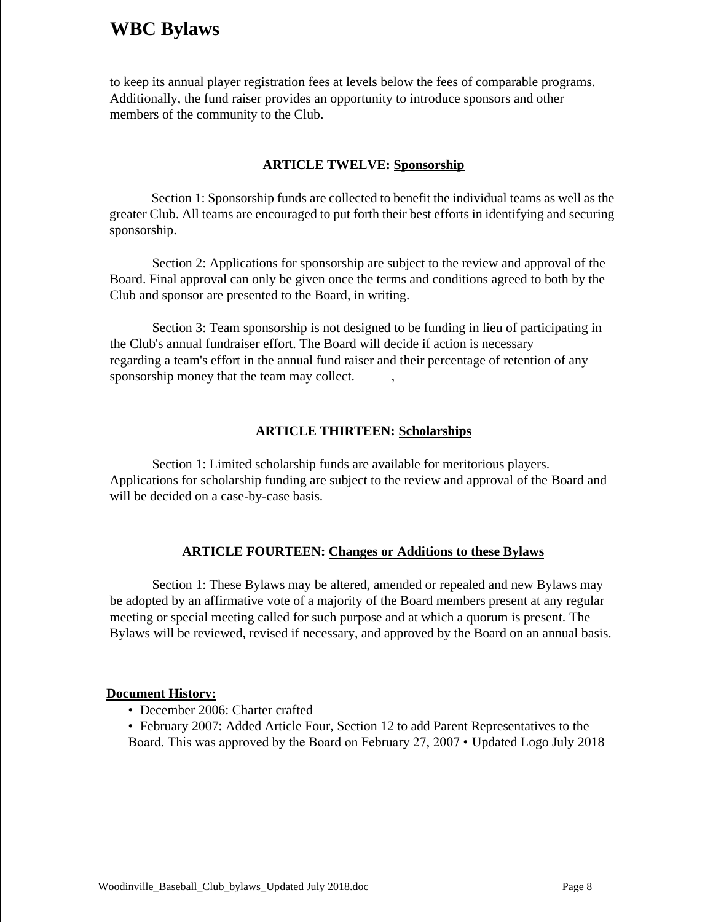to keep its annual player registration fees at levels below the fees of comparable programs. Additionally, the fund raiser provides an opportunity to introduce sponsors and other members of the community to the Club.

## ARTICLE TWELVE: Sponsorship

Section 1: Sponsorship funds are collected to benefit the individual teams as well as the greater Club. All teams are encouraged to put forth their best efforts in identifying and securing sponsorship.

Section 2: Applications for sponsorship are subject to the review and approval of the Board. Final approval can only be given once the terms and conditions agreed to both by the Club and sponsor are presented to the Board, in writing.

Section 3: Team sponsorship is not designed to be funding in lieu of participating in the Club's annual fundraiser effort. The Board will decide if action is necessary regarding a team's effort in the annual fund raiser and their percentage of retention of any sponsorship money that the team may collect. ,

## ARTICLE THIRTEEN: Scholarships

Section 1: Limited scholarship funds are available for meritorious players. Applications for scholarship funding are subject to the review and approval of the Board and will be decided on a case-by-case basis.

## ARTICLE FOURTEEN: Changes or Additions to these Bylaws

Section 1: These Bylaws may be altered, amended or repealed and new Bylaws may be adopted by an affirmative vote of a majority of the Board members present at any regular meeting or special meeting called for such purpose and at which a quorum is present. The Bylaws will be reviewed, revised if necessary, and approved by the Board on an annual basis.

**Document History:**

- December 2006: Charter crafted
- February 2007: Added Article Four, Section 12 to add Parent Representatives to the Board. This was approved by the Board on February 27, 2007 • Updated Logo July 2018